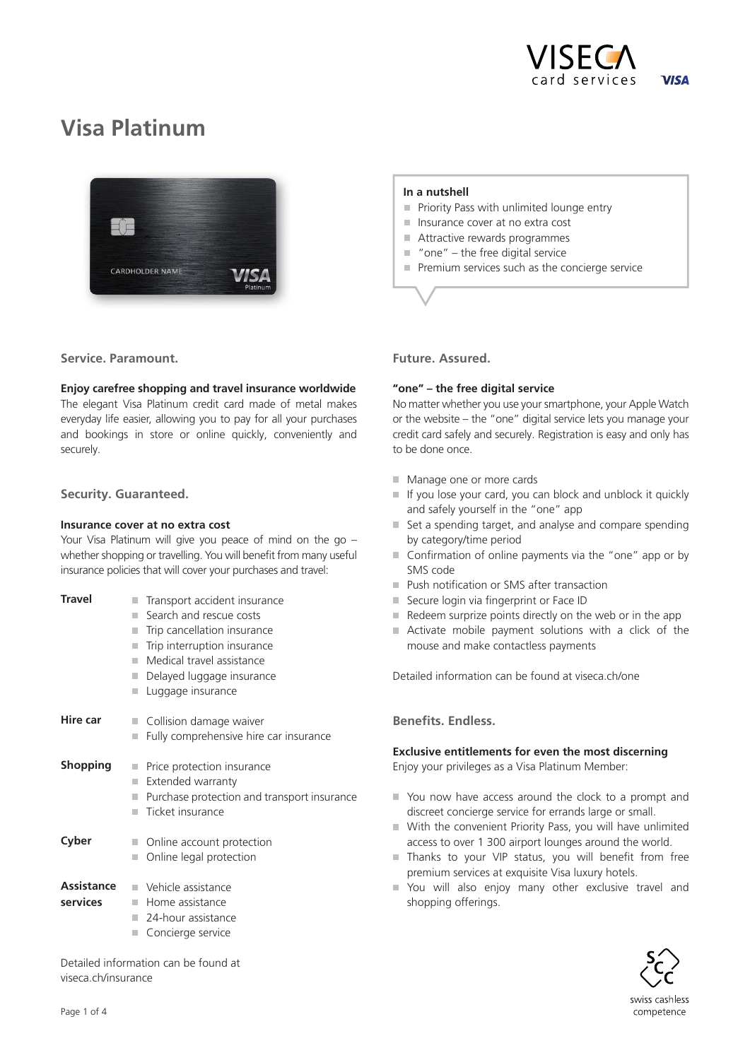# Visa Platinum

**In a nutshell**

- Priority Pass with unlimited lounge entry
- Insurance cover at no extra cost
- Attractive rewards programmes
- "one" – the free digital service
- Premium services such as the concierge service

## Service. Paramount.

**Enjoy carefree shopping and travel insurance worldwide**

The elegant Visa Platinum credit card made of metal makes everyday life easier, allowing you to pay for all your purchases and bookings in store or online quickly, conveniently and securely.

## Security. Guaranteed.

**Insurance cover at no extra cost**

Your Visa Platinum will give you peace of mind on the go – whether shopping or travelling. You will benefit from many useful insurance policies that will cover your purchases and travel:

**Travel**

- Transport accident insurance
- Search and rescue costs
- Trip cancellation insurance
- Trip interruption insurance
- Medical travel assistance
- Delayed luggage insurance
- Luggage insurance

**Hire car**

- Collision damage waiver
- Fully comprehensive hire car insurance

**Shopping**

- Price protection insurance
- Extended warranty
- Purchase protection and transport insurance
- Ticket insurance

**Cyber**

- Online account protection
- Online legal protection

**Assistance services**

- Vehicle assistance
- Home assistance
- 24-hour assistance
- Concierge service

Detailed information can be found at viseca.ch/insurance

## Future. Assured.

**"one" – the free digital service**

No matter whether you use your smartphone, your Apple Watch or the website – the "one" digital service lets you manage your credit card safely and securely. Registration is easy and only has to be done once.

- Manage one or more cards
- If you lose your card, you can block and unblock it quickly and safely yourself in the "one" app
- Set a spending target, and analyse and compare spending by category/time period
- Confirmation of online payments via the "one" app or by SMS code
- Push notification or SMS after transaction
- Secure login via fingerprint or Face ID
- Redeem surprize points directly on the web or in the app
- Activate mobile payment solutions with a click of the mouse and make contactless payments

Detailed information can be found at viseca.ch/one

## Benefits. Endless.

**Exclusive entitlements for even the most discerning**

Enjoy your privileges as a Visa Platinum Member:

- You now have access around the clock to a prompt and discreet concierge service for errands large or small.
- With the convenient Priority Pass, you will have unlimited access to over 1 300 airport lounges around the world.
- Thanks to your VIP status, you will benefit from free premium services at exquisite Visa luxury hotels.
- You will also enjoy many other exclusive travel and shopping offerings.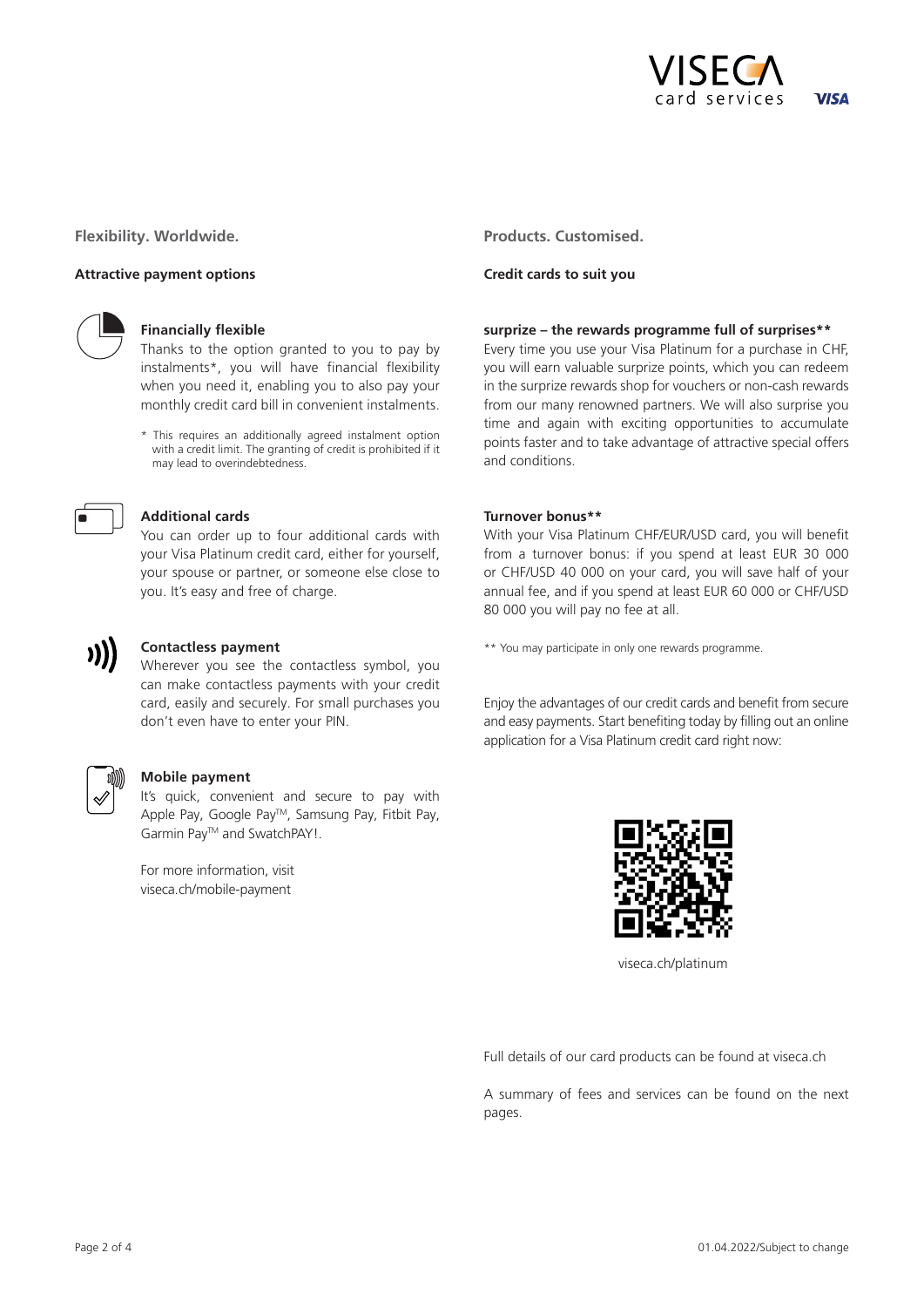## Flexibility. Worldwide.

### Attractive payment options

**Financially flexible**

Thanks to the option granted to you to pay by instalments*, you will have financial flexibility when you need it, enabling you to also pay your monthly credit card bill in convenient instalments.

* This requires an additionally agreed instalment option with a credit limit. The granting of credit is prohibited if it may lead to overindebtedness.

**Additional cards**

You can order up to four additional cards with your Visa Platinum credit card, either for yourself, your spouse or partner, or someone else close to you. It's easy and free of charge.

**Contactless payment**

Wherever you see the contactless symbol, you can make contactless payments with your credit card, easily and securely. For small purchases you don't even have to enter your PIN.

**Mobile payment**

It's quick, convenient and secure to pay with Apple Pay, Google Pay™, Samsung Pay, Fitbit Pay, Garmin Pay™ and SwatchPAY!.

For more information, visit viseca.ch/mobile-payment

## Products. Customised.

### Credit cards to suit you

**surprize – the rewards programme full of surprises****

Every time you use your Visa Platinum for a purchase in CHF, you will earn valuable surprize points, which you can redeem in the surprize rewards shop for vouchers or non-cash rewards from our many renowned partners. We will also surprise you time and again with exciting opportunities to accumulate points faster and to take advantage of attractive special offers and conditions.

**Turnover bonus****

With your Visa Platinum CHF/EUR/USD card, you will benefit from a turnover bonus: if you spend at least EUR 30 000 or CHF/USD 40 000 on your card, you will save half of your annual fee, and if you spend at least EUR 60 000 or CHF/USD 80 000 you will pay no fee at all.

** You may participate in only one rewards programme.

Enjoy the advantages of our credit cards and benefit from secure and easy payments. Start benefiting today by filling out an online application for a Visa Platinum credit card right now:

viseca.ch/platinum

Full details of our card products can be found at viseca.ch

A summary of fees and services can be found on the next pages.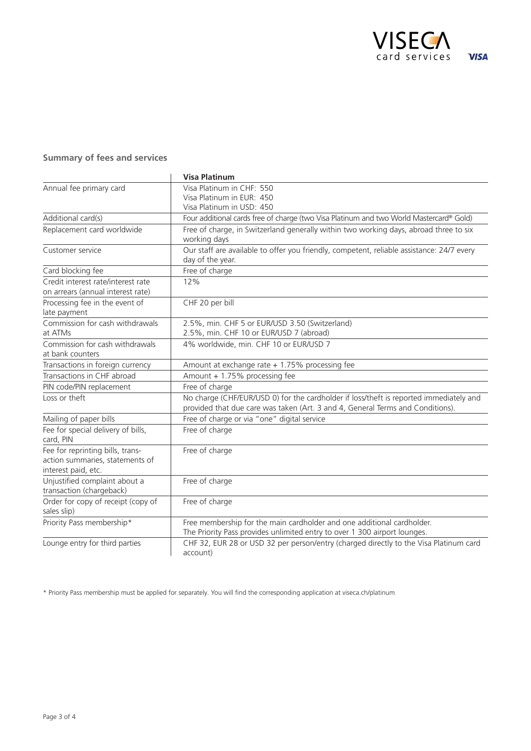## Summary of fees and services

| | Visa Platinum |
|---|---|
| Annual fee primary card | Visa Platinum in CHF: 550<br>Visa Platinum in EUR: 450<br>Visa Platinum in USD: 450 |
| Additional card(s) | Four additional cards free of charge (two Visa Platinum and two World Mastercard® Gold) |
| Replacement card worldwide | Free of charge, in Switzerland generally within two working days, abroad three to six working days |
| Customer service | Our staff are available to offer you friendly, competent, reliable assistance: 24/7 every day of the year. |
| Card blocking fee | Free of charge |
| Credit interest rate/interest rate on arrears (annual interest rate) | 12% |
| Processing fee in the event of late payment | CHF 20 per bill |
| Commission for cash withdrawals at ATMs | 2.5%, min. CHF 5 or EUR/USD 3.50 (Switzerland)<br>2.5%, min. CHF 10 or EUR/USD 7 (abroad) |
| Commission for cash withdrawals at bank counters | 4% worldwide, min. CHF 10 or EUR/USD 7 |
| Transactions in foreign currency | Amount at exchange rate + 1.75% processing fee |
| Transactions in CHF abroad | Amount + 1.75% processing fee |
| PIN code/PIN replacement | Free of charge |
| Loss or theft | No charge (CHF/EUR/USD 0) for the cardholder if loss/theft is reported immediately and provided that due care was taken (Art. 3 and 4, General Terms and Conditions). |
| Mailing of paper bills | Free of charge or via "one" digital service |
| Fee for special delivery of bills, card, PIN | Free of charge |
| Fee for reprinting bills, transaction summaries, statements of interest paid, etc. | Free of charge |
| Unjustified complaint about a transaction (chargeback) | Free of charge |
| Order for copy of receipt (copy of sales slip) | Free of charge |
| Priority Pass membership* | Free membership for the main cardholder and one additional cardholder.<br>The Priority Pass provides unlimited entry to over 1 300 airport lounges. |
| Lounge entry for third parties | CHF 32, EUR 28 or USD 32 per person/entry (charged directly to the Visa Platinum card account) |

\* Priority Pass membership must be applied for separately. You will find the corresponding application at viseca.ch/platinum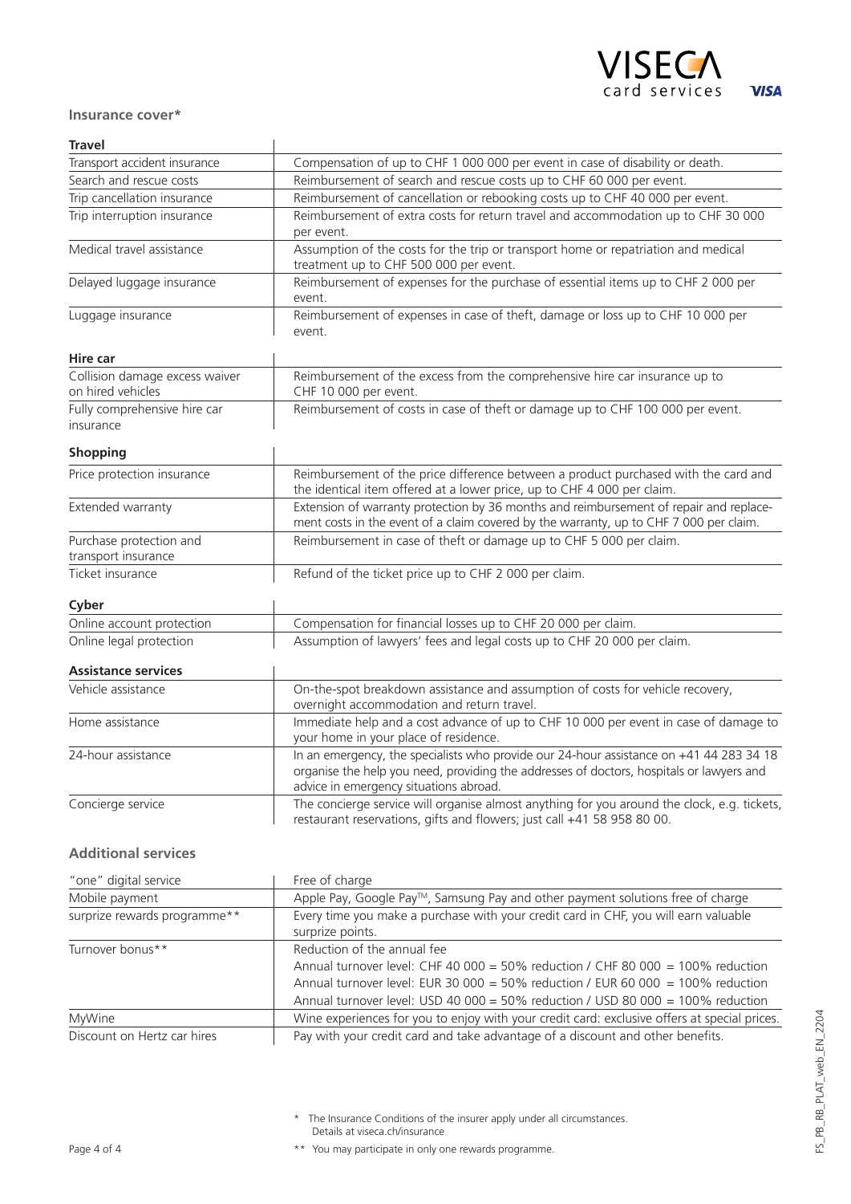## Insurance cover*

| | |
|---|---|
| **Travel** | |
| Transport accident insurance | Compensation of up to CHF 1 000 000 per event in case of disability or death. |
| Search and rescue costs | Reimbursement of search and rescue costs up to CHF 60 000 per event. |
| Trip cancellation insurance | Reimbursement of cancellation or rebooking costs up to CHF 40 000 per event. |
| Trip interruption insurance | Reimbursement of extra costs for return travel and accommodation up to CHF 30 000 per event. |
| Medical travel assistance | Assumption of the costs for the trip or transport home or repatriation and medical treatment up to CHF 500 000 per event. |
| Delayed luggage insurance | Reimbursement of expenses for the purchase of essential items up to CHF 2 000 per event. |
| Luggage insurance | Reimbursement of expenses in case of theft, damage or loss up to CHF 10 000 per event. |
| **Hire car** | |
| Collision damage excess waiver on hired vehicles | Reimbursement of the excess from the comprehensive hire car insurance up to CHF 10 000 per event. |
| Fully comprehensive hire car insurance | Reimbursement of costs in case of theft or damage up to CHF 100 000 per event. |
| **Shopping** | |
| Price protection insurance | Reimbursement of the price difference between a product purchased with the card and the identical item offered at a lower price, up to CHF 4 000 per claim. |
| Extended warranty | Extension of warranty protection by 36 months and reimbursement of repair and replacement costs in the event of a claim covered by the warranty, up to CHF 7 000 per claim. |
| Purchase protection and transport insurance | Reimbursement in case of theft or damage up to CHF 5 000 per claim. |
| Ticket insurance | Refund of the ticket price up to CHF 2 000 per claim. |
| **Cyber** | |
| Online account protection | Compensation for financial losses up to CHF 20 000 per claim. |
| Online legal protection | Assumption of lawyers' fees and legal costs up to CHF 20 000 per claim. |
| **Assistance services** | |
| Vehicle assistance | On-the-spot breakdown assistance and assumption of costs for vehicle recovery, overnight accommodation and return travel. |
| Home assistance | Immediate help and a cost advance of up to CHF 10 000 per event in case of damage to your home in your place of residence. |
| 24-hour assistance | In an emergency, the specialists who provide our 24-hour assistance on +41 44 283 34 18 organise the help you need, providing the addresses of doctors, hospitals or lawyers and advice in emergency situations abroad. |
| Concierge service | The concierge service will organise almost anything for you around the clock, e.g. tickets, restaurant reservations, gifts and flowers; just call +41 58 958 80 00. |

## Additional services

| | |
|---|---|
| "one" digital service | Free of charge |
| Mobile payment | Apple Pay, Google Pay™, Samsung Pay and other payment solutions free of charge |
| surprize rewards programme** | Every time you make a purchase with your credit card in CHF, you will earn valuable surprize points. |
| Turnover bonus** | Reduction of the annual fee<br>Annual turnover level: CHF 40 000 = 50% reduction / CHF 80 000 = 100% reduction<br>Annual turnover level: EUR 30 000 = 50% reduction / EUR 60 000 = 100% reduction<br>Annual turnover level: USD 40 000 = 50% reduction / USD 80 000 = 100% reduction |
| MyWine | Wine experiences for you to enjoy with your credit card: exclusive offers at special prices. |
| Discount on Hertz car hires | Pay with your credit card and take advantage of a discount and other benefits. |

\* The Insurance Conditions of the insurer apply under all circumstances. Details at viseca.ch/insurance

** You may participate in only one rewards programme.